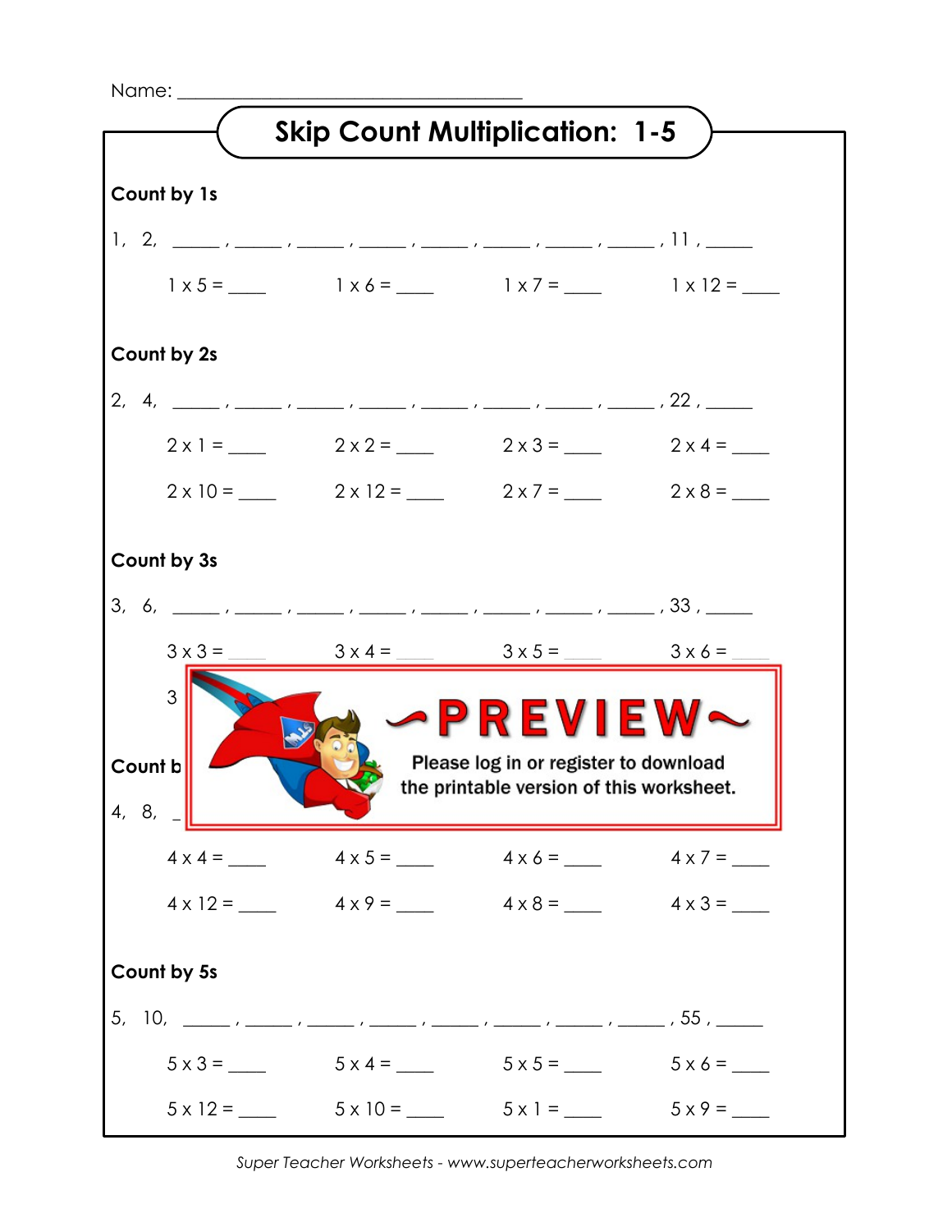Name: ___________________________________

# Skip Count Multiplication: 1-5

**Count by 1s**

1, 2, _____ , _____ , _____ , _____ , _____ , _____ , _____ , _____ , 11 , _____

1 x 5 = ____ 1 x 6 = ____ 1 x 7 = ____ 1 x 12 = ____

**Count by 2s**

2, 4, _____ , _____ , _____ , _____ , _____ , _____ , _____ , _____ , 22 , _____

2 x 1 = ____ 2 x 2 = ____ 2 x 3 = ____ 2 x 4 = ____

2 x 10 = ____ 2 x 12 = ____ 2 x 7 = ____ 2 x 8 = ____

**Count by 3s**

3, 6, _____ , _____ , _____ , _____ , _____ , _____ , _____ , _____ , 33 , _____

3 x 3 = ____ 3 x 4 = ____ 3 x 5 = ____ 3 x 6 = ____

3

~PREVIEW~

Please log in or register to download the printable version of this worksheet.

**Count b**

4, 8, _

4 x 4 = ____ 4 x 5 = ____ 4 x 6 = ____ 4 x 7 = ____

4 x 12 = ____ 4 x 9 = ____ 4 x 8 = ____ 4 x 3 = ____

**Count by 5s**

5, 10, _____ , _____ , _____ , _____ , _____ , _____ , _____ , _____ , 55 , _____

5 x 3 = ____ 5 x 4 = ____ 5 x 5 = ____ 5 x 6 = ____

5 x 12 = ____ 5 x 10 = ____ 5 x 1 = ____ 5 x 9 = ____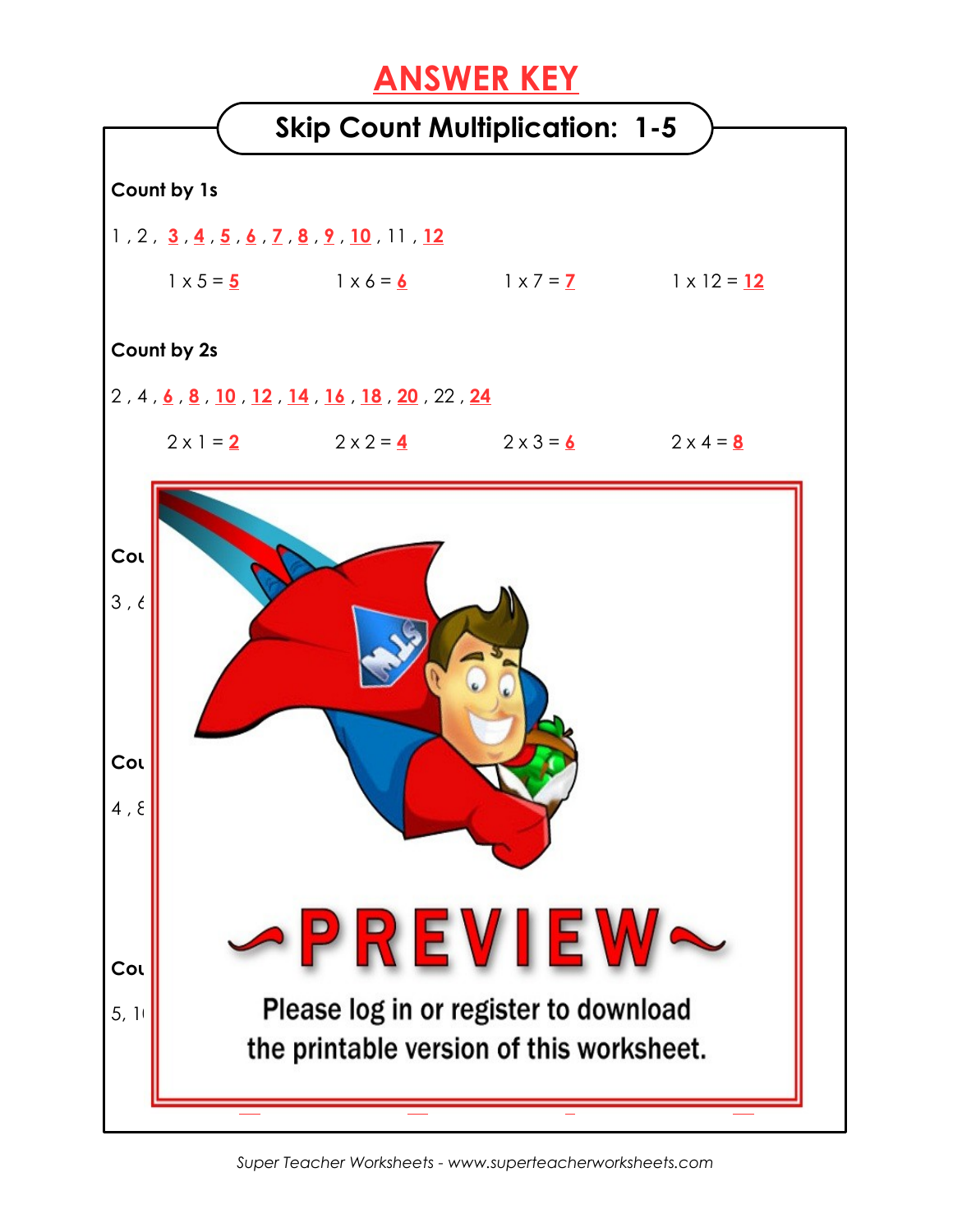# ANSWER KEY

## Skip Count Multiplication: 1-5

**Count by 1s**

1 , 2 , 3 , 4 , 5 , 6 , 7 , 8 , 9 , 10 , 11 , 12

1 x 5 = 5 1 x 6 = 6 1 x 7 = 7 1 x 12 = 12

**Count by 2s**

2 , 4 , 6 , 8 , 10 , 12 , 14 , 16 , 18 , 20 , 22 , 24

2 x 1 = 2 2 x 2 = 4 2 x 3 = 6 2 x 4 = 8

**Cou**

3 , 6

**Cou**

4 , 8

**Cou**

5, 1

~PREVIEW~

Please log in or register to download the printable version of this worksheet.